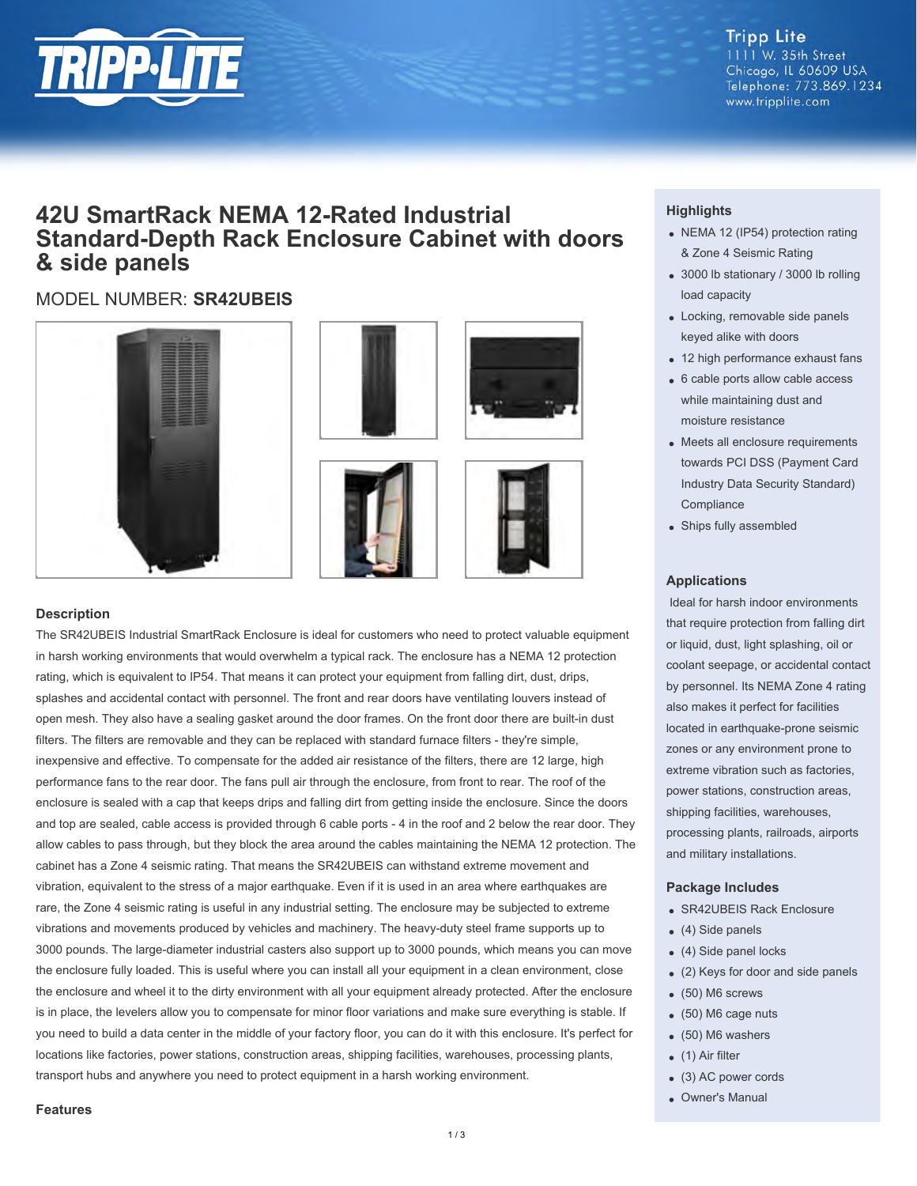Tripp Lite
1111 W. 35th Street
Chicago, IL 60609 USA
Telephone: 773.869.1234
www.tripplite.com

# 42U SmartRack NEMA 12-Rated Industrial Standard-Depth Rack Enclosure Cabinet with doors & side panels

## MODEL NUMBER: **SR42UBEIS**

### Description

The SR42UBEIS Industrial SmartRack Enclosure is ideal for customers who need to protect valuable equipment in harsh working environments that would overwhelm a typical rack. The enclosure has a NEMA 12 protection rating, which is equivalent to IP54. That means it can protect your equipment from falling dirt, dust, drips, splashes and accidental contact with personnel. The front and rear doors have ventilating louvers instead of open mesh. They also have a sealing gasket around the door frames. On the front door there are built-in dust filters. The filters are removable and they can be replaced with standard furnace filters - they're simple, inexpensive and effective. To compensate for the added air resistance of the filters, there are 12 large, high performance fans to the rear door. The fans pull air through the enclosure, from front to rear. The roof of the enclosure is sealed with a cap that keeps drips and falling dirt from getting inside the enclosure. Since the doors and top are sealed, cable access is provided through 6 cable ports - 4 in the roof and 2 below the rear door. They allow cables to pass through, but they block the area around the cables maintaining the NEMA 12 protection. The cabinet has a Zone 4 seismic rating. That means the SR42UBEIS can withstand extreme movement and vibration, equivalent to the stress of a major earthquake. Even if it is used in an area where earthquakes are rare, the Zone 4 seismic rating is useful in any industrial setting. The enclosure may be subjected to extreme vibrations and movements produced by vehicles and machinery. The heavy-duty steel frame supports up to 3000 pounds. The large-diameter industrial casters also support up to 3000 pounds, which means you can move the enclosure fully loaded. This is useful where you can install all your equipment in a clean environment, close the enclosure and wheel it to the dirty environment with all your equipment already protected. After the enclosure is in place, the levelers allow you to compensate for minor floor variations and make sure everything is stable. If you need to build a data center in the middle of your factory floor, you can do it with this enclosure. It's perfect for locations like factories, power stations, construction areas, shipping facilities, warehouses, processing plants, transport hubs and anywhere you need to protect equipment in a harsh working environment.

### Features

### Highlights

- NEMA 12 (IP54) protection rating & Zone 4 Seismic Rating
- 3000 lb stationary / 3000 lb rolling load capacity
- Locking, removable side panels keyed alike with doors
- 12 high performance exhaust fans
- 6 cable ports allow cable access while maintaining dust and moisture resistance
- Meets all enclosure requirements towards PCI DSS (Payment Card Industry Data Security Standard) Compliance
- Ships fully assembled

### Applications

Ideal for harsh indoor environments that require protection from falling dirt or liquid, dust, light splashing, oil or coolant seepage, or accidental contact by personnel. Its NEMA Zone 4 rating also makes it perfect for facilities located in earthquake-prone seismic zones or any environment prone to extreme vibration such as factories, power stations, construction areas, shipping facilities, warehouses, processing plants, railroads, airports and military installations.

### Package Includes

- SR42UBEIS Rack Enclosure
- (4) Side panels
- (4) Side panel locks
- (2) Keys for door and side panels
- (50) M6 screws
- (50) M6 cage nuts
- (50) M6 washers
- (1) Air filter
- (3) AC power cords
- Owner's Manual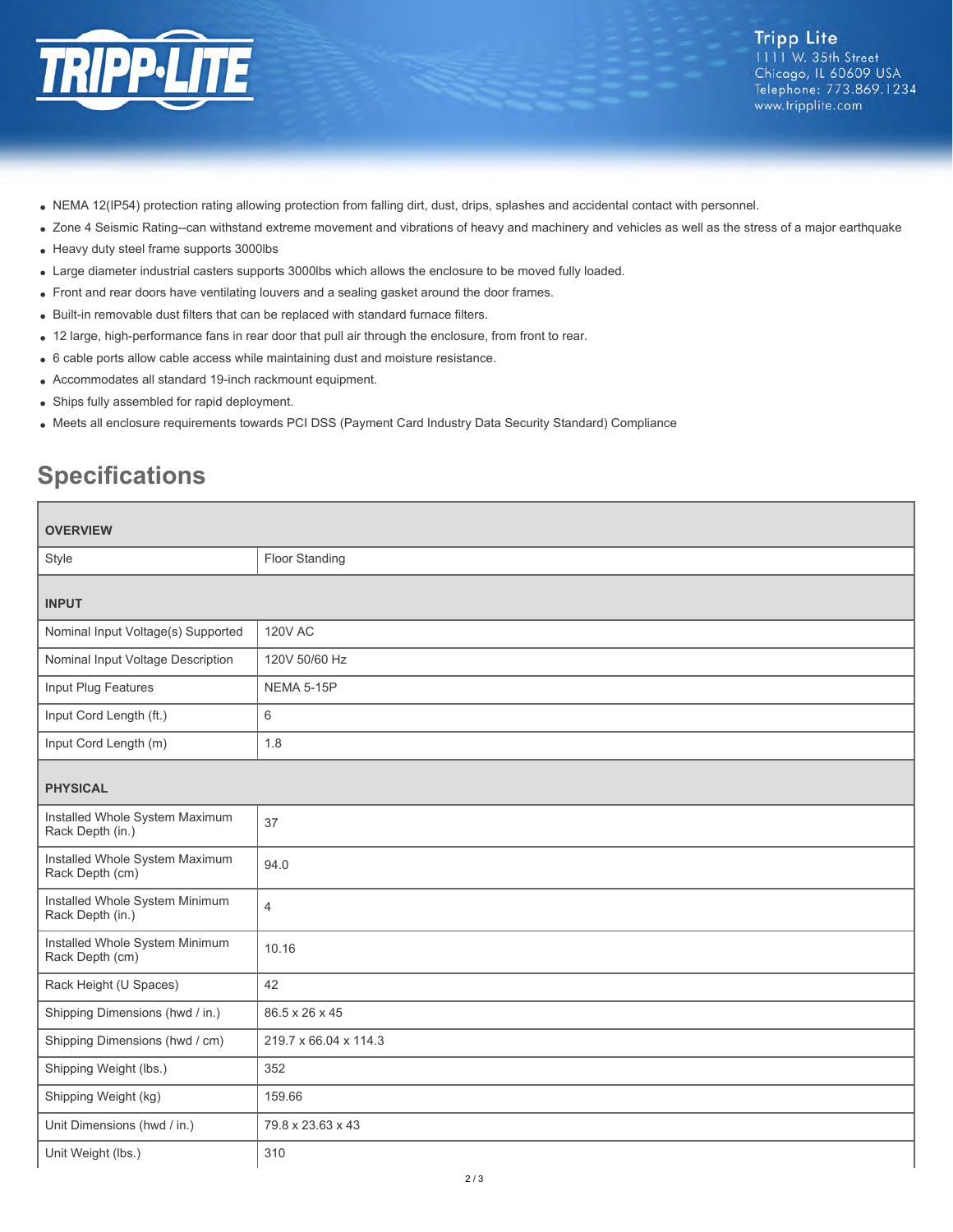- NEMA 12(IP54) protection rating allowing protection from falling dirt, dust, drips, splashes and accidental contact with personnel.
- Zone 4 Seismic Rating--can withstand extreme movement and vibrations of heavy and machinery and vehicles as well as the stress of a major earthquake
- Heavy duty steel frame supports 3000lbs
- Large diameter industrial casters supports 3000lbs which allows the enclosure to be moved fully loaded.
- Front and rear doors have ventilating louvers and a sealing gasket around the door frames.
- Built-in removable dust filters that can be replaced with standard furnace filters.
- 12 large, high-performance fans in rear door that pull air through the enclosure, from front to rear.
- 6 cable ports allow cable access while maintaining dust and moisture resistance.
- Accommodates all standard 19-inch rackmount equipment.
- Ships fully assembled for rapid deployment.
- Meets all enclosure requirements towards PCI DSS (Payment Card Industry Data Security Standard) Compliance

## Specifications

| **OVERVIEW** | |
|---|---|
| Style | Floor Standing |
| **INPUT** | |
| Nominal Input Voltage(s) Supported | 120V AC |
| Nominal Input Voltage Description | 120V 50/60 Hz |
| Input Plug Features | NEMA 5-15P |
| Input Cord Length (ft.) | 6 |
| Input Cord Length (m) | 1.8 |
| **PHYSICAL** | |
| Installed Whole System Maximum Rack Depth (in.) | 37 |
| Installed Whole System Maximum Rack Depth (cm) | 94.0 |
| Installed Whole System Minimum Rack Depth (in.) | 4 |
| Installed Whole System Minimum Rack Depth (cm) | 10.16 |
| Rack Height (U Spaces) | 42 |
| Shipping Dimensions (hwd / in.) | 86.5 x 26 x 45 |
| Shipping Dimensions (hwd / cm) | 219.7 x 66.04 x 114.3 |
| Shipping Weight (lbs.) | 352 |
| Shipping Weight (kg) | 159.66 |
| Unit Dimensions (hwd / in.) | 79.8 x 23.63 x 43 |
| Unit Weight (lbs.) | 310 |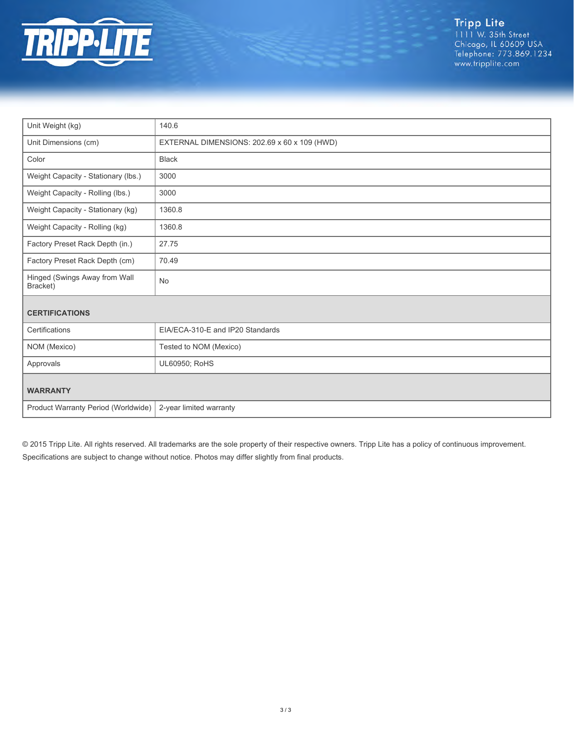| | |
|---|---|
| Unit Weight (kg) | 140.6 |
| Unit Dimensions (cm) | EXTERNAL DIMENSIONS: 202.69 x 60 x 109 (HWD) |
| Color | Black |
| Weight Capacity - Stationary (lbs.) | 3000 |
| Weight Capacity - Rolling (lbs.) | 3000 |
| Weight Capacity - Stationary (kg) | 1360.8 |
| Weight Capacity - Rolling (kg) | 1360.8 |
| Factory Preset Rack Depth (in.) | 27.75 |
| Factory Preset Rack Depth (cm) | 70.49 |
| Hinged (Swings Away from Wall Bracket) | No |
| **CERTIFICATIONS** | |
| Certifications | EIA/ECA-310-E and IP20 Standards |
| NOM (Mexico) | Tested to NOM (Mexico) |
| Approvals | UL60950; RoHS |
| **WARRANTY** | |
| Product Warranty Period (Worldwide) | 2-year limited warranty |

© 2015 Tripp Lite. All rights reserved. All trademarks are the sole property of their respective owners. Tripp Lite has a policy of continuous improvement. Specifications are subject to change without notice. Photos may differ slightly from final products.